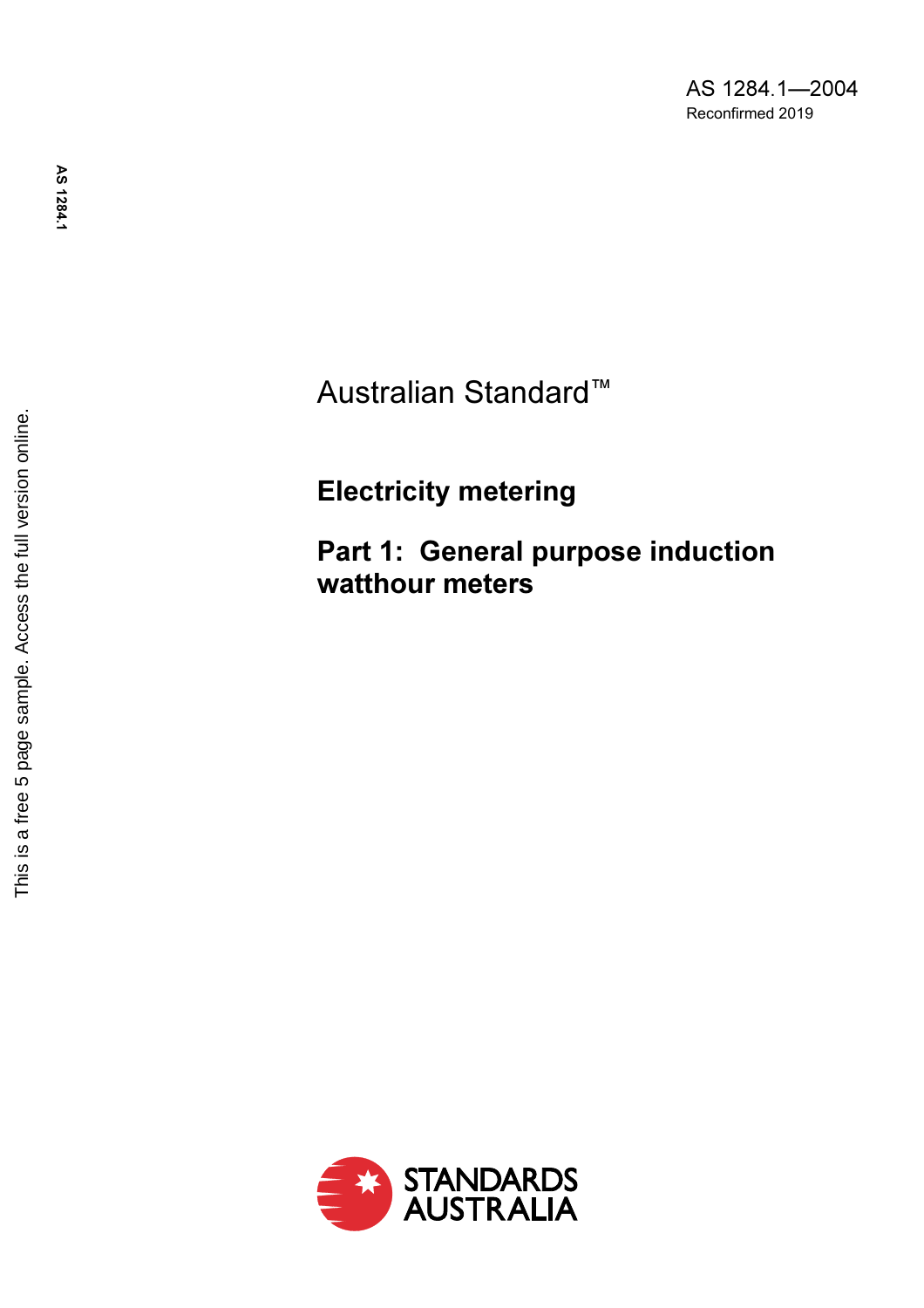AS 1284.1—2004

Reconfirmed 2019

Australian Standard™

# Electricity metering

## Part 1: General purpose induction watthour meters

STANDARDS AUSTRALIA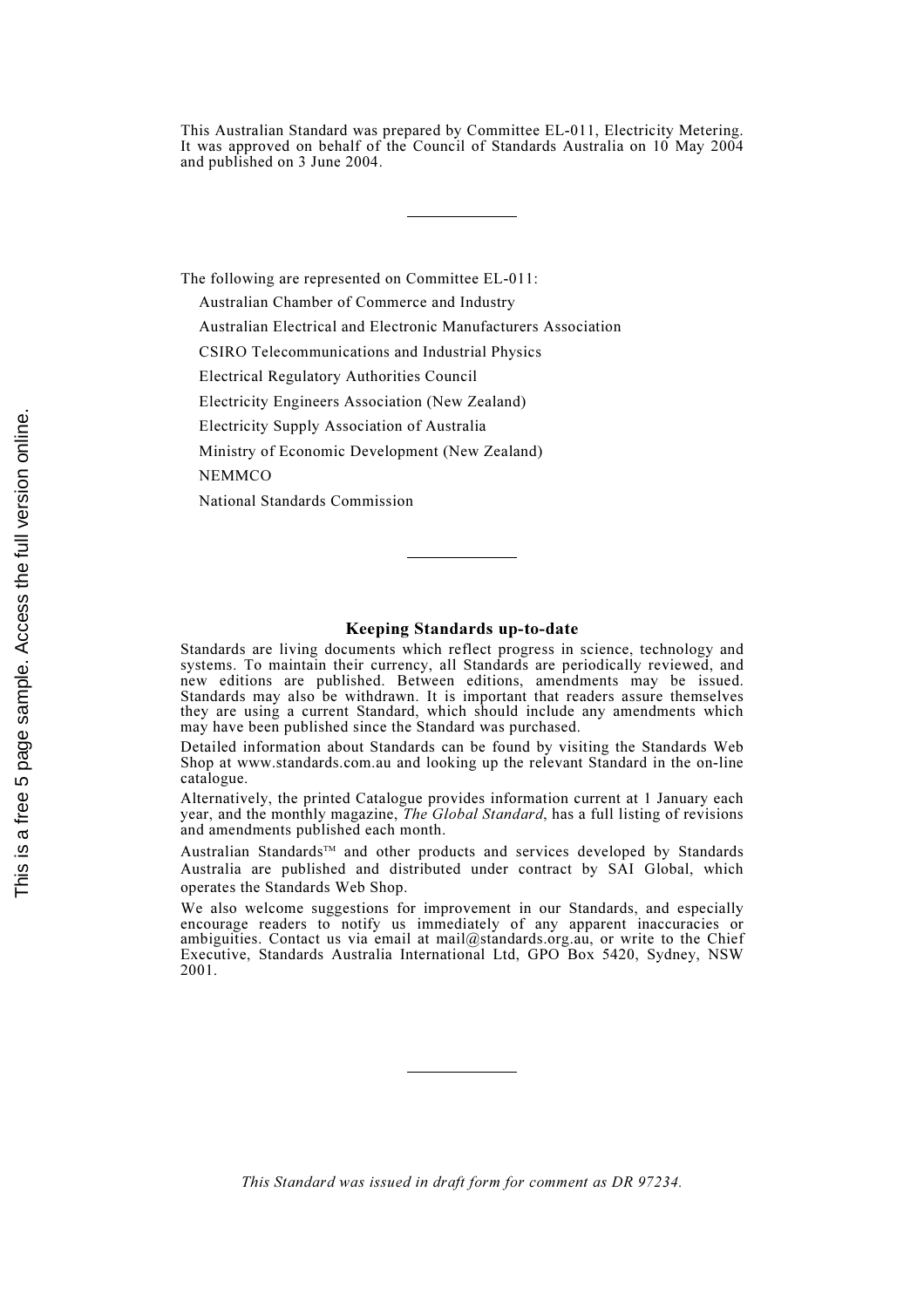This Australian Standard was prepared by Committee EL-011, Electricity Metering. It was approved on behalf of the Council of Standards Australia on 10 May 2004 and published on 3 June 2004.

---

The following are represented on Committee EL-011:

Australian Chamber of Commerce and Industry

Australian Electrical and Electronic Manufacturers Association

CSIRO Telecommunications and Industrial Physics

Electrical Regulatory Authorities Council

Electricity Engineers Association (New Zealand)

Electricity Supply Association of Australia

Ministry of Economic Development (New Zealand)

NEMMCO

National Standards Commission

---

**Keeping Standards up-to-date**

Standards are living documents which reflect progress in science, technology and systems. To maintain their currency, all Standards are periodically reviewed, and new editions are published. Between editions, amendments may be issued. Standards may also be withdrawn. It is important that readers assure themselves they are using a current Standard, which should include any amendments which may have been published since the Standard was purchased.

Detailed information about Standards can be found by visiting the Standards Web Shop at www.standards.com.au and looking up the relevant Standard in the on-line catalogue.

Alternatively, the printed Catalogue provides information current at 1 January each year, and the monthly magazine, *The Global Standard*, has a full listing of revisions and amendments published each month.

Australian Standards™ and other products and services developed by Standards Australia are published and distributed under contract by SAI Global, which operates the Standards Web Shop.

We also welcome suggestions for improvement in our Standards, and especially encourage readers to notify us immediately of any apparent inaccuracies or ambiguities. Contact us via email at mail@standards.org.au, or write to the Chief Executive, Standards Australia International Ltd, GPO Box 5420, Sydney, NSW 2001.

---

*This Standard was issued in draft form for comment as DR 97234.*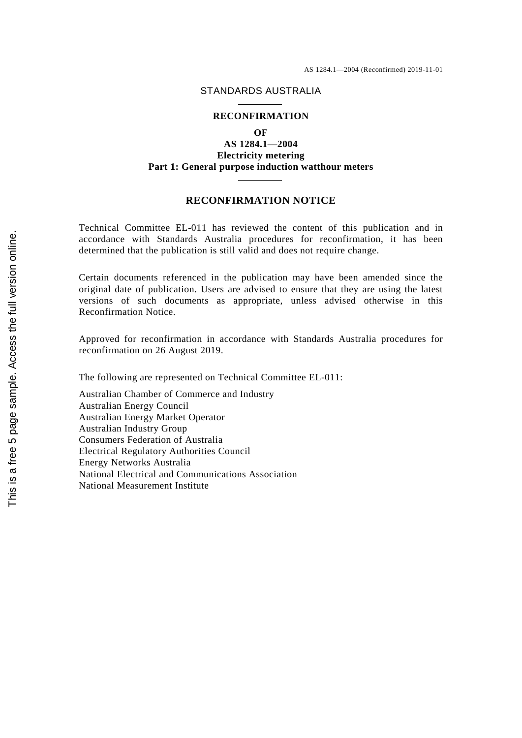STANDARDS AUSTRALIA

**RECONFIRMATION**

**OF**
**AS 1284.1—2004**
**Electricity metering**
**Part 1: General purpose induction watthour meters**

## RECONFIRMATION NOTICE

Technical Committee EL-011 has reviewed the content of this publication and in accordance with Standards Australia procedures for reconfirmation, it has been determined that the publication is still valid and does not require change.

Certain documents referenced in the publication may have been amended since the original date of publication. Users are advised to ensure that they are using the latest versions of such documents as appropriate, unless advised otherwise in this Reconfirmation Notice.

Approved for reconfirmation in accordance with Standards Australia procedures for reconfirmation on 26 August 2019.

The following are represented on Technical Committee EL-011:

Australian Chamber of Commerce and Industry
Australian Energy Council
Australian Energy Market Operator
Australian Industry Group
Consumers Federation of Australia
Electrical Regulatory Authorities Council
Energy Networks Australia
National Electrical and Communications Association
National Measurement Institute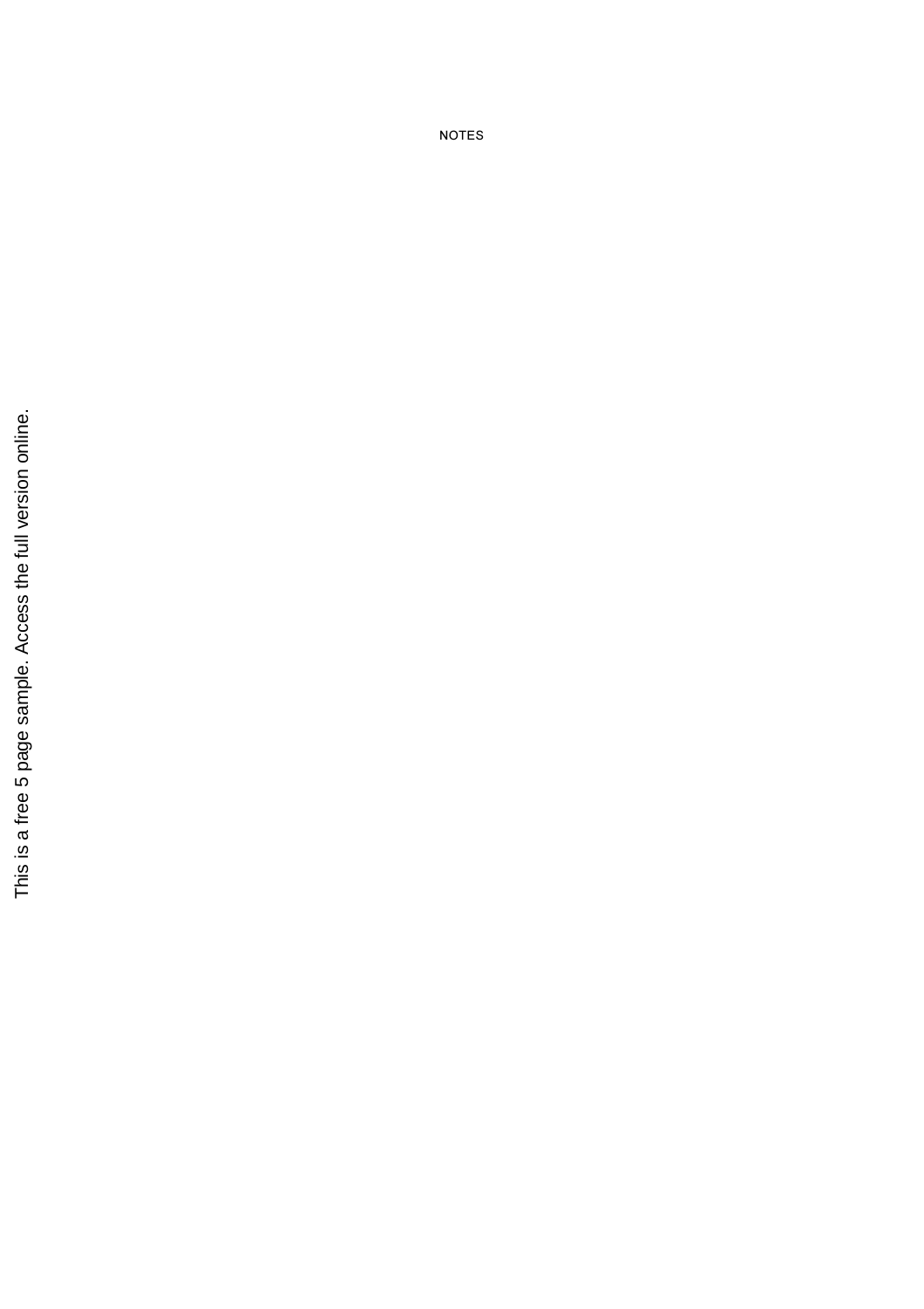NOTES

This is a free 5 page sample. Access the full version online.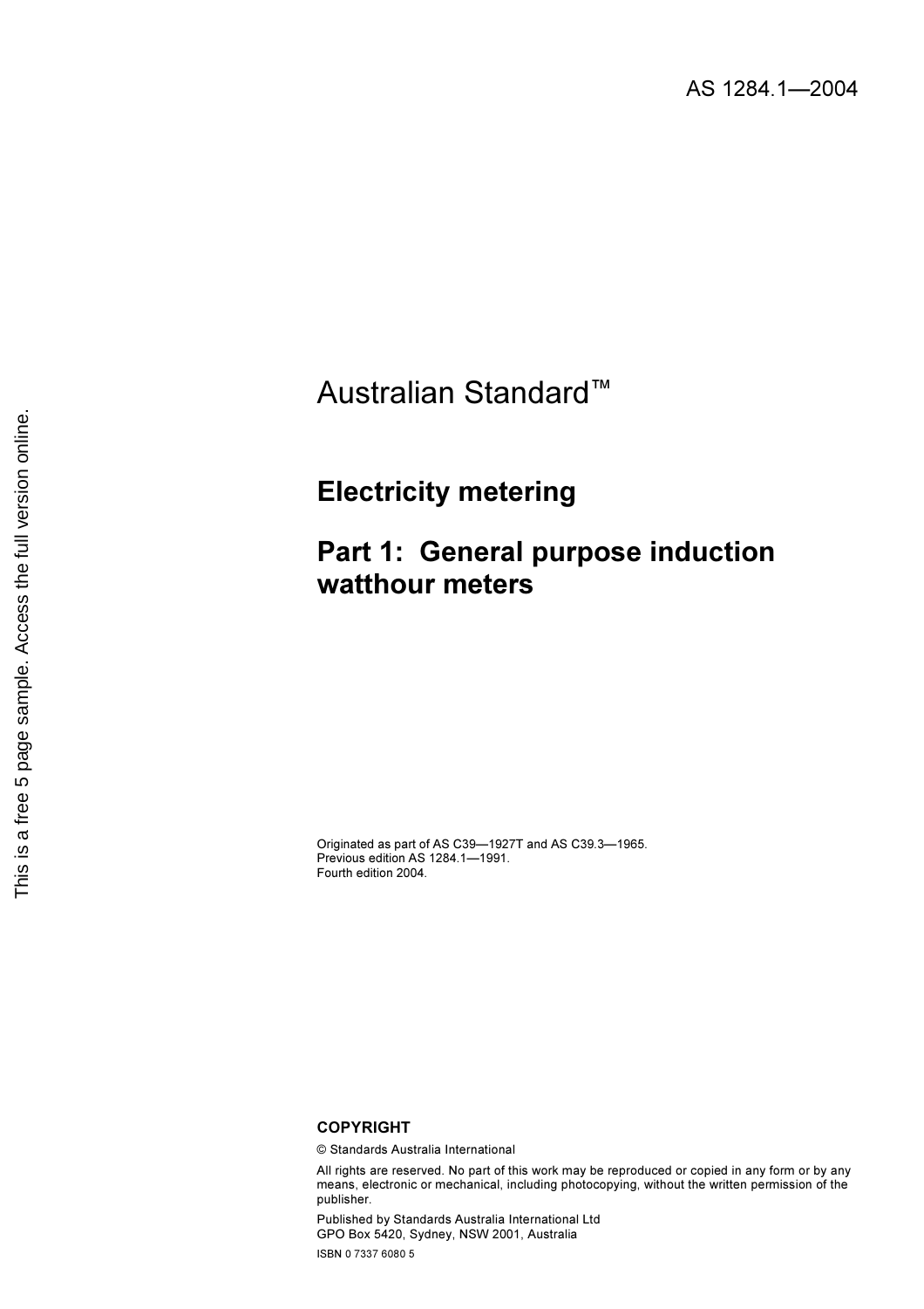AS 1284.1—2004

# Australian Standard™

## Electricity metering

## Part 1: General purpose induction watthour meters

Originated as part of AS C39—1927T and AS C39.3—1965.
Previous edition AS 1284.1—1991.
Fourth edition 2004.

**COPYRIGHT**

© Standards Australia International

All rights are reserved. No part of this work may be reproduced or copied in any form or by any means, electronic or mechanical, including photocopying, without the written permission of the publisher.

Published by Standards Australia International Ltd
GPO Box 5420, Sydney, NSW 2001, Australia

ISBN 0 7337 6080 5